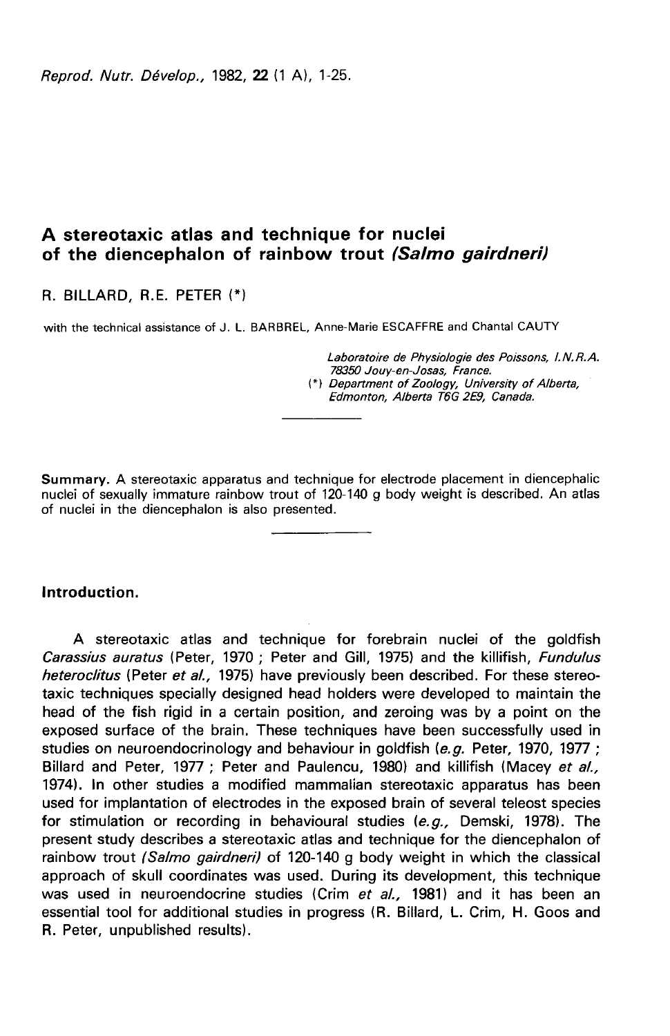# A stereotaxic atlas and technique for nuclei of the diencephalon of rainbow trout *(Salmo gairdneri)*

R. BILLARD, R.E. PETER (*)

with the technical assistance of J. L. BARBREL, Anne-Marie ESCAFFRE and Chantal CAUTY

*Laboratoire de Physiologie des Poissons, I.N.R.A. 78350 Jouy-en-Josas, France.*
*(\*) Department of Zoology, University of Alberta, Edmonton, Alberta T6G 2E9, Canada.*

**Summary.** A stereotaxic apparatus and technique for electrode placement in diencephalic nuclei of sexually immature rainbow trout of 120-140 g body weight is described. An atlas of nuclei in the diencephalon is also presented.

## Introduction.

A stereotaxic atlas and technique for forebrain nuclei of the goldfish *Carassius auratus* (Peter, 1970 ; Peter and Gill, 1975) and the killifish, *Fundulus heteroclitus* (Peter *et al.,* 1975) have previously been described. For these stereotaxic techniques specially designed head holders were developed to maintain the head of the fish rigid in a certain position, and zeroing was by a point on the exposed surface of the brain. These techniques have been successfully used in studies on neuroendocrinology and behaviour in goldfish (*e.g.* Peter, 1970, 1977 ; Billard and Peter, 1977 ; Peter and Paulencu, 1980) and killifish (Macey *et al.,* 1974). In other studies a modified mammalian stereotaxic apparatus has been used for implantation of electrodes in the exposed brain of several teleost species for stimulation or recording in behavioural studies (*e.g.,* Demski, 1978). The present study describes a stereotaxic atlas and technique for the diencephalon of rainbow trout *(Salmo gairdneri)* of 120-140 g body weight in which the classical approach of skull coordinates was used. During its development, this technique was used in neuroendocrine studies (Crim *et al.,* 1981) and it has been an essential tool for additional studies in progress (R. Billard, L. Crim, H. Goos and R. Peter, unpublished results).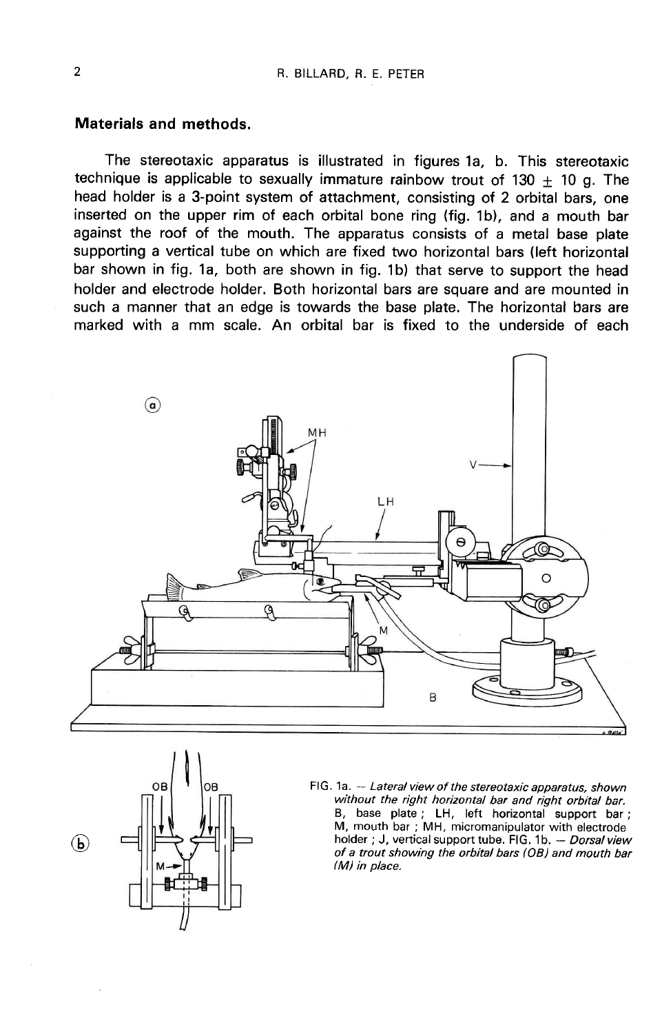## Materials and methods.

The stereotaxic apparatus is illustrated in figures 1a, b. This stereotaxic technique is applicable to sexually immature rainbow trout of 130 ± 10 g. The head holder is a 3-point system of attachment, consisting of 2 orbital bars, one inserted on the upper rim of each orbital bone ring (fig. 1b), and a mouth bar against the roof of the mouth. The apparatus consists of a metal base plate supporting a vertical tube on which are fixed two horizontal bars (left horizontal bar shown in fig. 1a, both are shown in fig. 1b) that serve to support the head holder and electrode holder. Both horizontal bars are square and are mounted in such a manner that an edge is towards the base plate. The horizontal bars are marked with a mm scale. An orbital bar is fixed to the underside of each

FIG. 1a. — *Lateral view of the stereotaxic apparatus, shown without the right horizontal bar and right orbital bar.* B, base plate ; LH, left horizontal support bar ; M, mouth bar ; MH, micromanipulator with electrode holder ; J, vertical support tube. FIG. 1b. — *Dorsal view of a trout showing the orbital bars (OB) and mouth bar (M) in place.*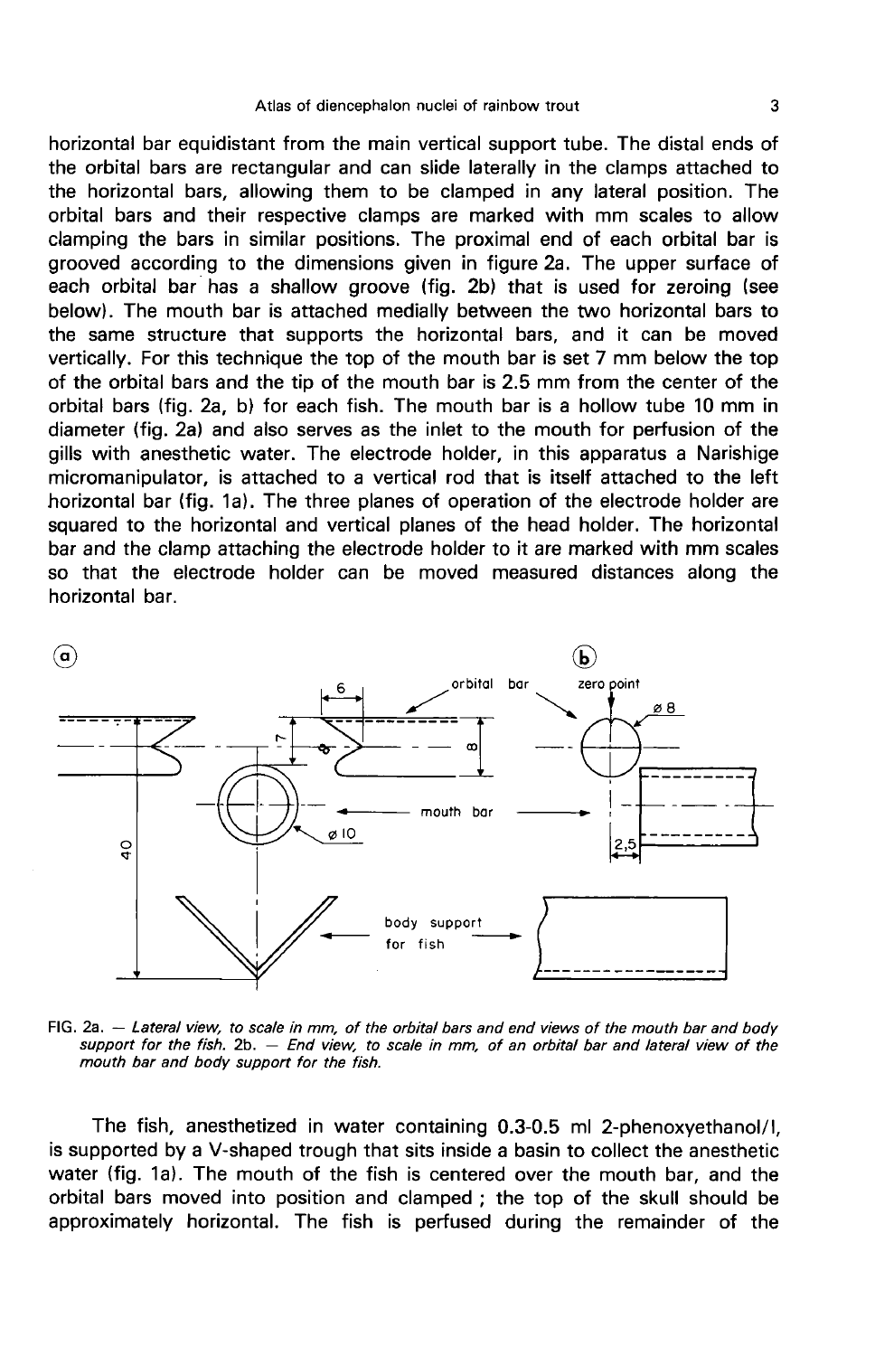horizontal bar equidistant from the main vertical support tube. The distal ends of the orbital bars are rectangular and can slide laterally in the clamps attached to the horizontal bars, allowing them to be clamped in any lateral position. The orbital bars and their respective clamps are marked with mm scales to allow clamping the bars in similar positions. The proximal end of each orbital bar is grooved according to the dimensions given in figure 2a. The upper surface of each orbital bar has a shallow groove (fig. 2b) that is used for zeroing (see below). The mouth bar is attached medially between the two horizontal bars to the same structure that supports the horizontal bars, and it can be moved vertically. For this technique the top of the mouth bar is set 7 mm below the top of the orbital bars and the tip of the mouth bar is 2.5 mm from the center of the orbital bars (fig. 2a, b) for each fish. The mouth bar is a hollow tube 10 mm in diameter (fig. 2a) and also serves as the inlet to the mouth for perfusion of the gills with anesthetic water. The electrode holder, in this apparatus a Narishige micromanipulator, is attached to a vertical rod that is itself attached to the left horizontal bar (fig. 1a). The three planes of operation of the electrode holder are squared to the horizontal and vertical planes of the head holder. The horizontal bar and the clamp attaching the electrode holder to it are marked with mm scales so that the electrode holder can be moved measured distances along the horizontal bar.

FIG. 2a. — *Lateral view, to scale in mm, of the orbital bars and end views of the mouth bar and body support for the fish.* 2b. — *End view, to scale in mm, of an orbital bar and lateral view of the mouth bar and body support for the fish.*

The fish, anesthetized in water containing 0.3-0.5 ml 2-phenoxyethanol/l, is supported by a V-shaped trough that sits inside a basin to collect the anesthetic water (fig. 1a). The mouth of the fish is centered over the mouth bar, and the orbital bars moved into position and clamped ; the top of the skull should be approximately horizontal. The fish is perfused during the remainder of the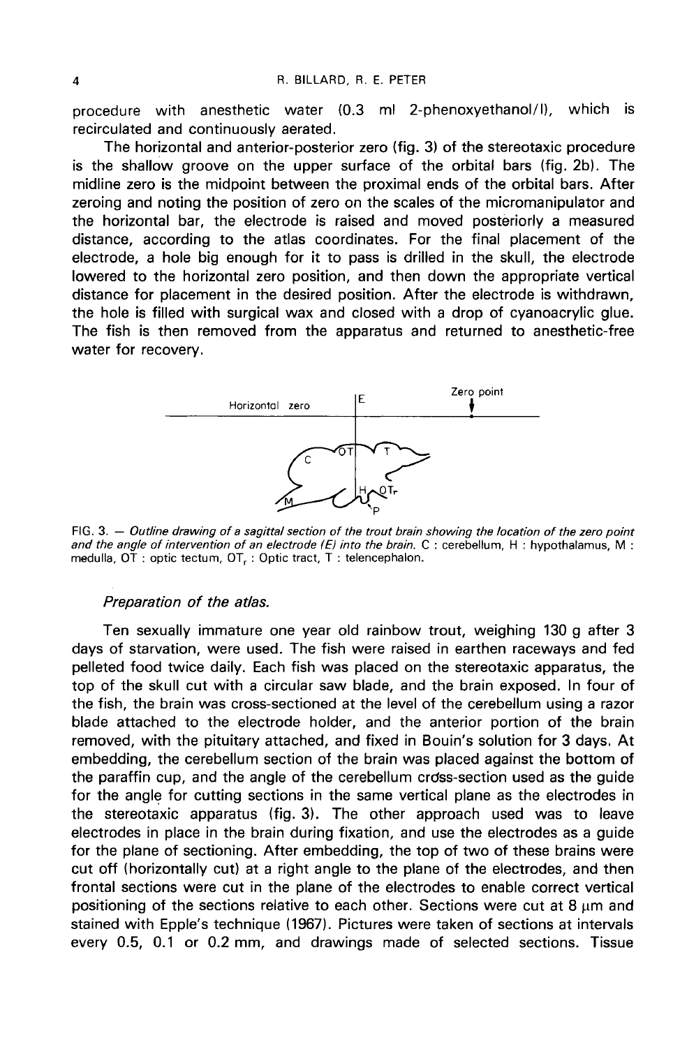procedure with anesthetic water (0.3 ml 2-phenoxyethanol/l), which is recirculated and continuously aerated.

The horizontal and anterior-posterior zero (fig. 3) of the stereotaxic procedure is the shallow groove on the upper surface of the orbital bars (fig. 2b). The midline zero is the midpoint between the proximal ends of the orbital bars. After zeroing and noting the position of zero on the scales of the micromanipulator and the horizontal bar, the electrode is raised and moved posteriorly a measured distance, according to the atlas coordinates. For the final placement of the electrode, a hole big enough for it to pass is drilled in the skull, the electrode lowered to the horizontal zero position, and then down the appropriate vertical distance for placement in the desired position. After the electrode is withdrawn, the hole is filled with surgical wax and closed with a drop of cyanoacrylic glue. The fish is then removed from the apparatus and returned to anesthetic-free water for recovery.

FIG. 3. — *Outline drawing of a sagittal section of the trout brain showing the location of the zero point and the angle of intervention of an electrode (E) into the brain.* C : cerebellum, H : hypothalamus, M : medulla, OT : optic tectum, $OT_r$ : Optic tract, T : telencephalon.

### *Preparation of the atlas.*

Ten sexually immature one year old rainbow trout, weighing 130 g after 3 days of starvation, were used. The fish were raised in earthen raceways and fed pelleted food twice daily. Each fish was placed on the stereotaxic apparatus, the top of the skull cut with a circular saw blade, and the brain exposed. In four of the fish, the brain was cross-sectioned at the level of the cerebellum using a razor blade attached to the electrode holder, and the anterior portion of the brain removed, with the pituitary attached, and fixed in Bouin's solution for 3 days. At embedding, the cerebellum section of the brain was placed against the bottom of the paraffin cup, and the angle of the cerebellum cross-section used as the guide for the angle for cutting sections in the same vertical plane as the electrodes in the stereotaxic apparatus (fig. 3). The other approach used was to leave electrodes in place in the brain during fixation, and use the electrodes as a guide for the plane of sectioning. After embedding, the top of two of these brains were cut off (horizontally cut) at a right angle to the plane of the electrodes, and then frontal sections were cut in the plane of the electrodes to enable correct vertical positioning of the sections relative to each other. Sections were cut at 8 μm and stained with Epple's technique (1967). Pictures were taken of sections at intervals every 0.5, 0.1 or 0.2 mm, and drawings made of selected sections. Tissue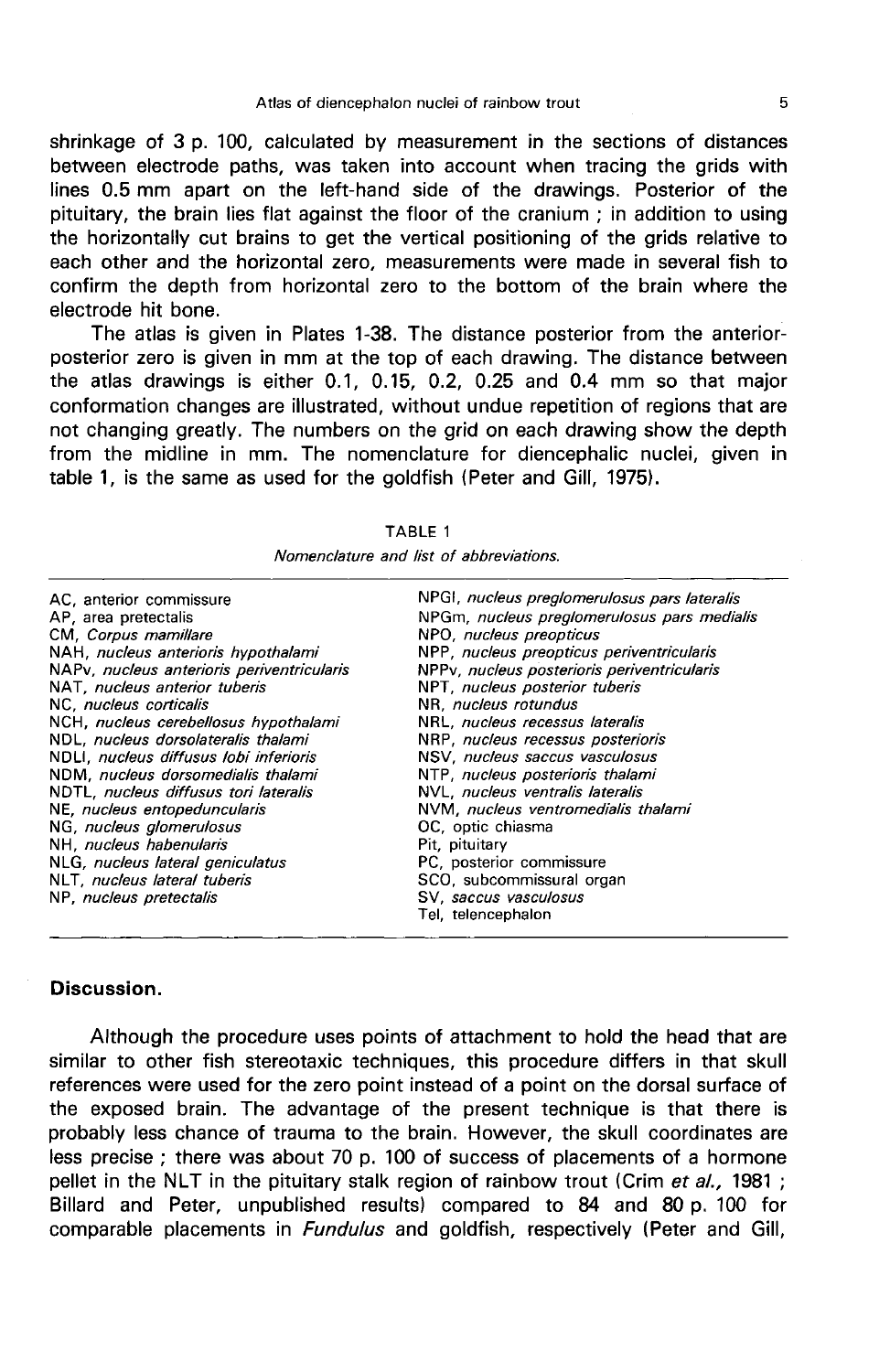shrinkage of 3 p. 100, calculated by measurement in the sections of distances between electrode paths, was taken into account when tracing the grids with lines 0.5 mm apart on the left-hand side of the drawings. Posterior of the pituitary, the brain lies flat against the floor of the cranium ; in addition to using the horizontally cut brains to get the vertical positioning of the grids relative to each other and the horizontal zero, measurements were made in several fish to confirm the depth from horizontal zero to the bottom of the brain where the electrode hit bone.

The atlas is given in Plates 1-38. The distance posterior from the anterior-posterior zero is given in mm at the top of each drawing. The distance between the atlas drawings is either 0.1, 0.15, 0.2, 0.25 and 0.4 mm so that major conformation changes are illustrated, without undue repetition of regions that are not changing greatly. The numbers on the grid on each drawing show the depth from the midline in mm. The nomenclature for diencephalic nuclei, given in table 1, is the same as used for the goldfish (Peter and Gill, 1975).

TABLE 1

*Nomenclature and list of abbreviations.*

| | |
|---|---|
| AC, anterior commissure | NPGl, *nucleus preglomerulosus pars lateralis* |
| AP, area pretectalis | NPGm, *nucleus preglomerulosus pars medialis* |
| CM, *Corpus mamillare* | NPO, *nucleus preopticus* |
| NAH, *nucleus anterioris hypothalami* | NPP, *nucleus preopticus periventricularis* |
| NAPv, *nucleus anterioris periventricularis* | NPPv, *nucleus posterioris periventricularis* |
| NAT, *nucleus anterior tuberis* | NPT, *nucleus posterior tuberis* |
| NC, *nucleus corticalis* | NR, *nucleus rotundus* |
| NCH, *nucleus cerebellosus hypothalami* | NRL, *nucleus recessus lateralis* |
| NDL, *nucleus dorsolateralis thalami* | NRP, *nucleus recessus posterioris* |
| NDLI, *nucleus diffusus lobi inferioris* | NSV, *nucleus saccus vasculosus* |
| NDM, *nucleus dorsomedialis thalami* | NTP, *nucleus posterioris thalami* |
| NDTL, *nucleus diffusus tori lateralis* | NVL, *nucleus ventralis lateralis* |
| NE, *nucleus entopeduncularis* | NVM, *nucleus ventromedialis thalami* |
| NG, *nucleus glomerulosus* | OC, optic chiasma |
| NH, *nucleus habenularis* | Pit, pituitary |
| NLG, *nucleus lateral geniculatus* | PC, posterior commissure |
| NLT, *nucleus lateral tuberis* | SCO, subcommissural organ |
| NP, *nucleus pretectalis* | SV, *saccus vasculosus* |
| | Tel, telencephalon |

## Discussion.

Although the procedure uses points of attachment to hold the head that are similar to other fish stereotaxic techniques, this procedure differs in that skull references were used for the zero point instead of a point on the dorsal surface of the exposed brain. The advantage of the present technique is that there is probably less chance of trauma to the brain. However, the skull coordinates are less precise ; there was about 70 p. 100 of success of placements of a hormone pellet in the NLT in the pituitary stalk region of rainbow trout (Crim *et al.,* 1981 ; Billard and Peter, unpublished results) compared to 84 and 80 p. 100 for comparable placements in *Fundulus* and goldfish, respectively (Peter and Gill,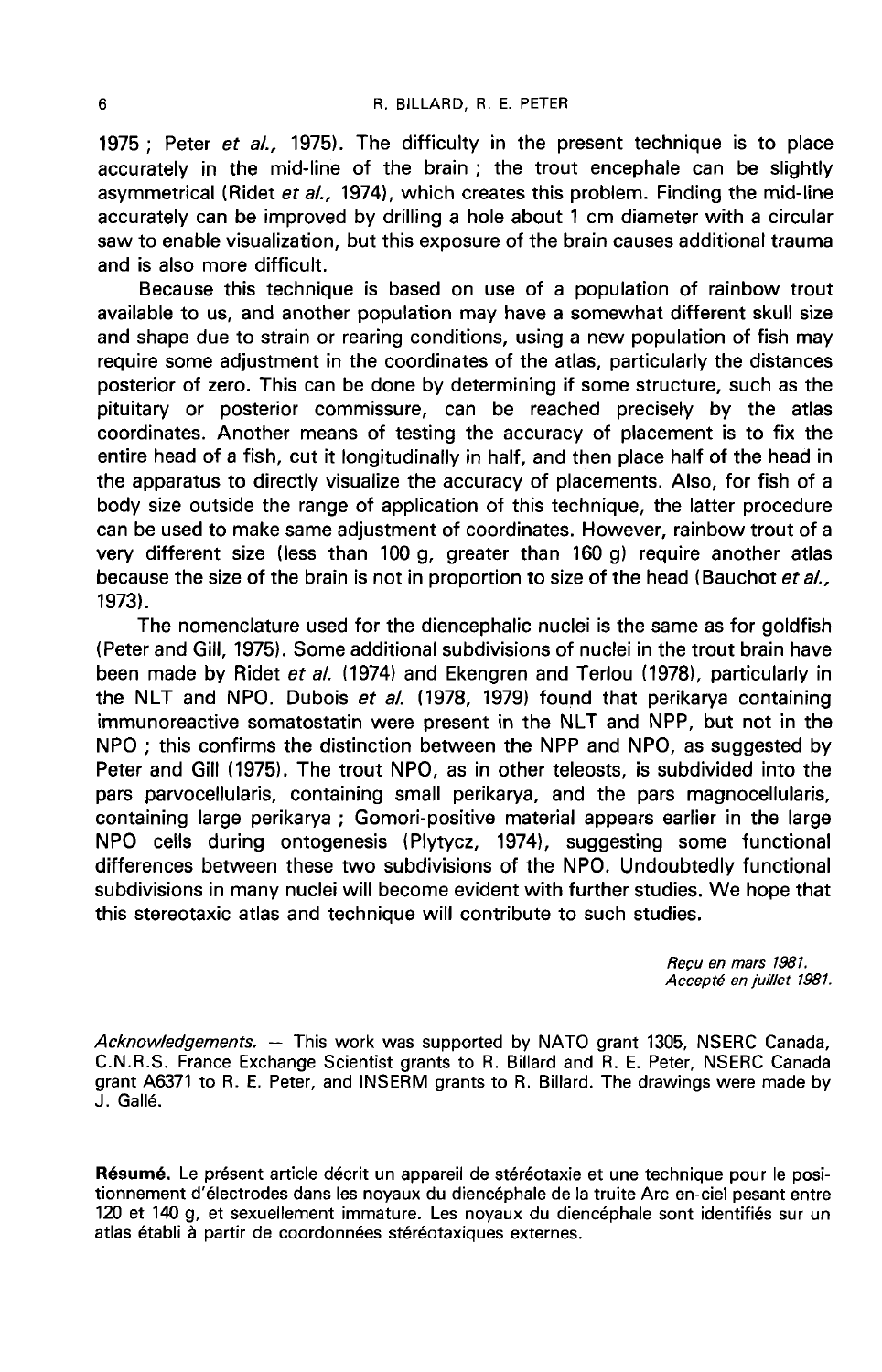1975 ; Peter *et al.,* 1975). The difficulty in the present technique is to place accurately in the mid-line of the brain ; the trout encephale can be slightly asymmetrical (Ridet *et al.,* 1974), which creates this problem. Finding the mid-line accurately can be improved by drilling a hole about 1 cm diameter with a circular saw to enable visualization, but this exposure of the brain causes additional trauma and is also more difficult.

Because this technique is based on use of a population of rainbow trout available to us, and another population may have a somewhat different skull size and shape due to strain or rearing conditions, using a new population of fish may require some adjustment in the coordinates of the atlas, particularly the distances posterior of zero. This can be done by determining if some structure, such as the pituitary or posterior commissure, can be reached precisely by the atlas coordinates. Another means of testing the accuracy of placement is to fix the entire head of a fish, cut it longitudinally in half, and then place half of the head in the apparatus to directly visualize the accuracy of placements. Also, for fish of a body size outside the range of application of this technique, the latter procedure can be used to make same adjustment of coordinates. However, rainbow trout of a very different size (less than 100 g, greater than 160 g) require another atlas because the size of the brain is not in proportion to size of the head (Bauchot *et al.,* 1973).

The nomenclature used for the diencephalic nuclei is the same as for goldfish (Peter and Gill, 1975). Some additional subdivisions of nuclei in the trout brain have been made by Ridet *et al.* (1974) and Ekengren and Terlou (1978), particularly in the NLT and NPO. Dubois *et al.* (1978, 1979) found that perikarya containing immunoreactive somatostatin were present in the NLT and NPP, but not in the NPO ; this confirms the distinction between the NPP and NPO, as suggested by Peter and Gill (1975). The trout NPO, as in other teleosts, is subdivided into the pars parvocellularis, containing small perikarya, and the pars magnocellularis, containing large perikarya ; Gomori-positive material appears earlier in the large NPO cells during ontogenesis (Plytycz, 1974), suggesting some functional differences between these two subdivisions of the NPO. Undoubtedly functional subdivisions in many nuclei will become evident with further studies. We hope that this stereotaxic atlas and technique will contribute to such studies.

*Reçu en mars 1981.*
*Accepté en juillet 1981.*

*Acknowledgements.* — This work was supported by NATO grant 1305, NSERC Canada, C.N.R.S. France Exchange Scientist grants to R. Billard and R. E. Peter, NSERC Canada grant A6371 to R. E. Peter, and INSERM grants to R. Billard. The drawings were made by J. Gallé.

**Résumé.** Le présent article décrit un appareil de stéréotaxie et une technique pour le positionnement d'électrodes dans les noyaux du diencéphale de la truite Arc-en-ciel pesant entre 120 et 140 g, et sexuellement immature. Les noyaux du diencéphale sont identifiés sur un atlas établi à partir de coordonnées stéréotaxiques externes.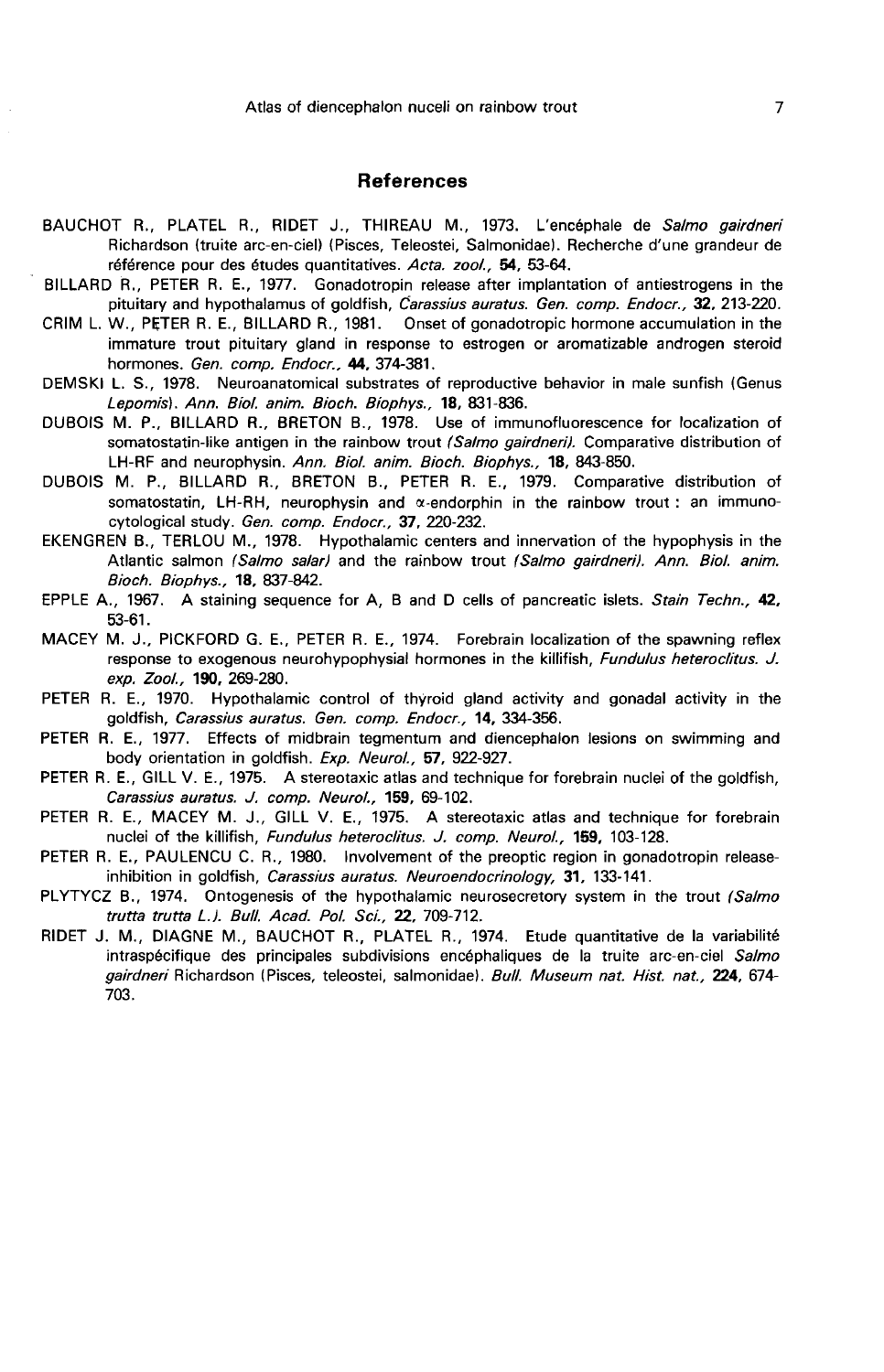## References

BAUCHOT R., PLATEL R., RIDET J., THIREAU M., 1973. L'encéphale de *Salmo gairdneri* Richardson (truite arc-en-ciel) (Pisces, Teleostei, Salmonidae). Recherche d'une grandeur de référence pour des études quantitatives. *Acta. zool.*, **54**, 53-64.

BILLARD R., PETER R. E., 1977. Gonadotropin release after implantation of antiestrogens in the pituitary and hypothalamus of goldfish, *Carassius auratus*. *Gen. comp. Endocr.*, **32**, 213-220.

CRIM L. W., PETER R. E., BILLARD R., 1981. Onset of gonadotropic hormone accumulation in the immature trout pituitary gland in response to estrogen or aromatizable androgen steroid hormones. *Gen. comp. Endocr.*, **44**, 374-381.

DEMSKI L. S., 1978. Neuroanatomical substrates of reproductive behavior in male sunfish (Genus *Lepomis*). *Ann. Biol. anim. Bioch. Biophys.*, **18**, 831-836.

DUBOIS M. P., BILLARD R., BRETON B., 1978. Use of immunofluorescence for localization of somatostatin-like antigen in the rainbow trout *(Salmo gairdneri)*. Comparative distribution of LH-RF and neurophysin. *Ann. Biol. anim. Bioch. Biophys.*, **18**, 843-850.

DUBOIS M. P., BILLARD R., BRETON B., PETER R. E., 1979. Comparative distribution of somatostatin, LH-RH, neurophysin and $\alpha$-endorphin in the rainbow trout : an immunocytological study. *Gen. comp. Endocr.*, **37**, 220-232.

EKENGREN B., TERLOU M., 1978. Hypothalamic centers and innervation of the hypophysis in the Atlantic salmon *(Salmo salar)* and the rainbow trout *(Salmo gairdneri)*. *Ann. Biol. anim. Bioch. Biophys.*, **18**, 837-842.

EPPLE A., 1967. A staining sequence for A, B and D cells of pancreatic islets. *Stain Techn.*, **42**, 53-61.

MACEY M. J., PICKFORD G. E., PETER R. E., 1974. Forebrain localization of the spawning reflex response to exogenous neurohypophysial hormones in the killifish, *Fundulus heteroclitus*. *J. exp. Zool.*, **190**, 269-280.

PETER R. E., 1970. Hypothalamic control of thyroid gland activity and gonadal activity in the goldfish, *Carassius auratus*. *Gen. comp. Endocr.*, **14**, 334-356.

PETER R. E., 1977. Effects of midbrain tegmentum and diencephalon lesions on swimming and body orientation in goldfish. *Exp. Neurol.*, **57**, 922-927.

PETER R. E., GILL V. E., 1975. A stereotaxic atlas and technique for forebrain nuclei of the goldfish, *Carassius auratus*. *J. comp. Neurol.*, **159**, 69-102.

PETER R. E., MACEY M. J., GILL V. E., 1975. A stereotaxic atlas and technique for forebrain nuclei of the killifish, *Fundulus heteroclitus*. *J. comp. Neurol.*, **159**, 103-128.

PETER R. E., PAULENCU C. R., 1980. Involvement of the preoptic region in gonadotropin release-inhibition in goldfish, *Carassius auratus*. *Neuroendocrinology*, **31**, 133-141.

PLYTYCZ B., 1974. Ontogenesis of the hypothalamic neurosecretory system in the trout *(Salmo trutta trutta L.)*. *Bull. Acad. Pol. Sci.*, **22**, 709-712.

RIDET J. M., DIAGNE M., BAUCHOT R., PLATEL R., 1974. Etude quantitative de la variabilité intraspécifique des principales subdivisions encéphaliques de la truite arc-en-ciel *Salmo gairdneri* Richardson (Pisces, teleostei, salmonidae). *Bull. Museum nat. Hist. nat.*, **224**, 674-703.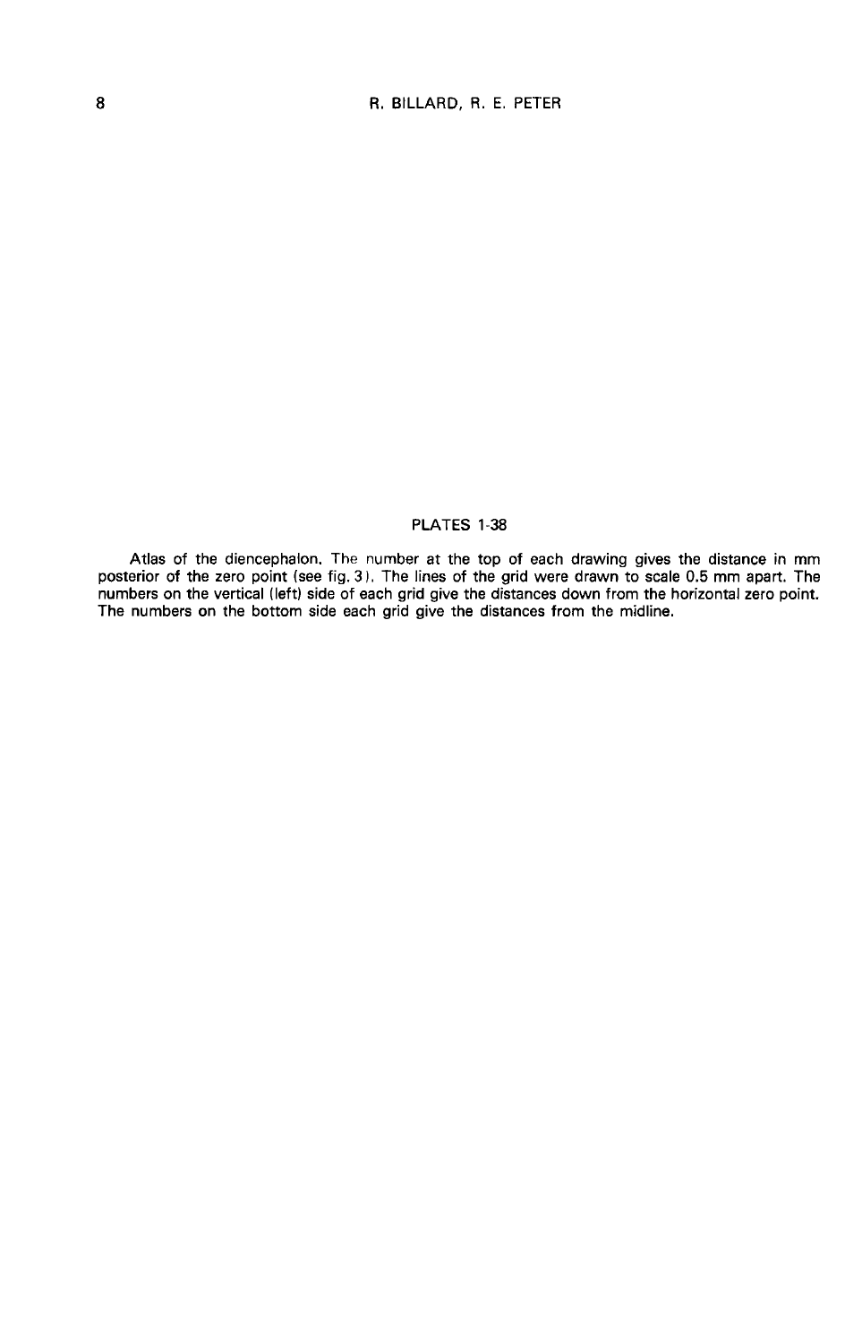## PLATES 1-38

Atlas of the diencephalon. The number at the top of each drawing gives the distance in mm posterior of the zero point (see fig. 3). The lines of the grid were drawn to scale 0.5 mm apart. The numbers on the vertical (left) side of each grid give the distances down from the horizontal zero point. The numbers on the bottom side each grid give the distances from the midline.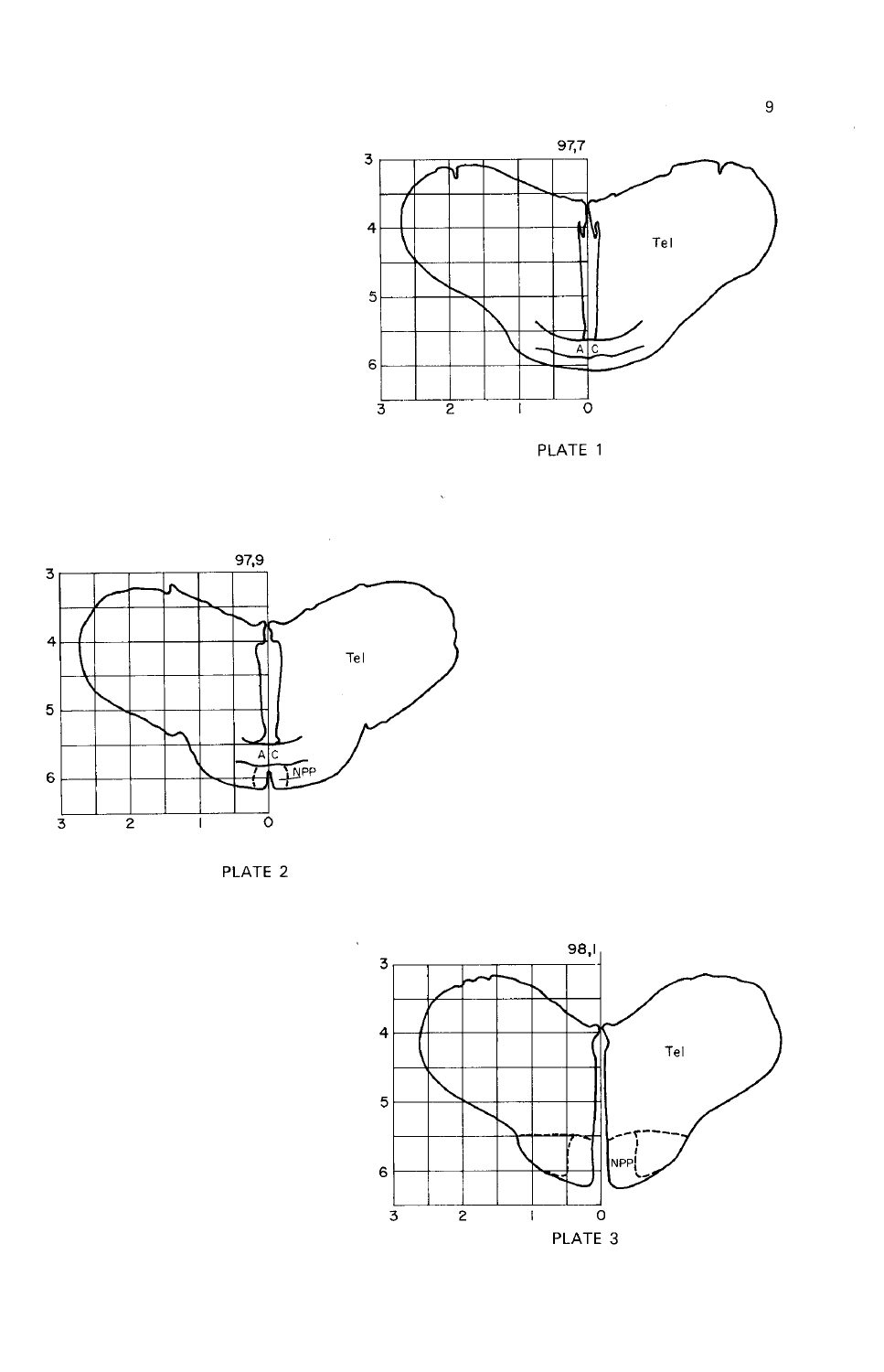PLATE 1

PLATE 2

PLATE 3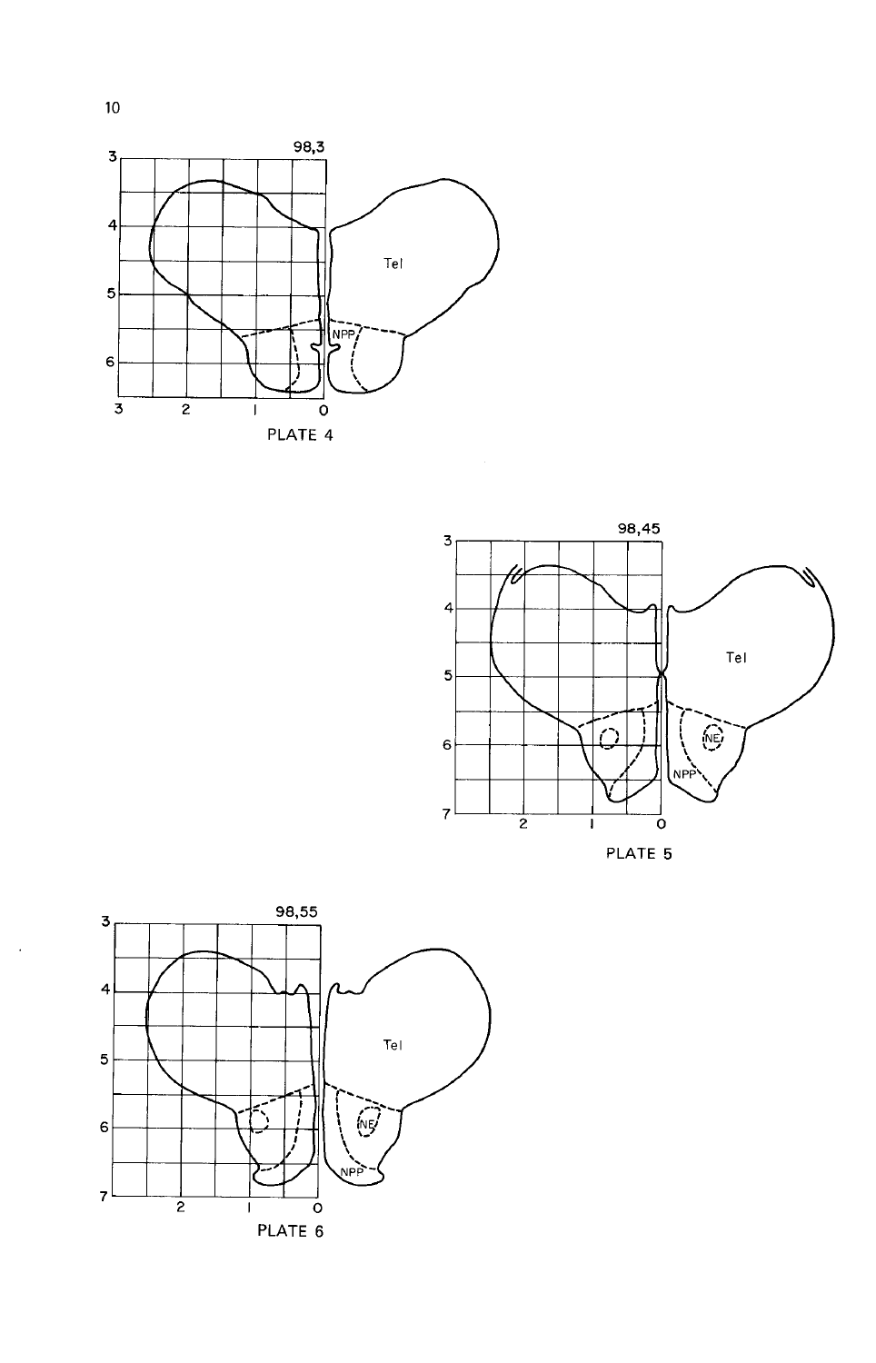PLATE 4

PLATE 5

PLATE 6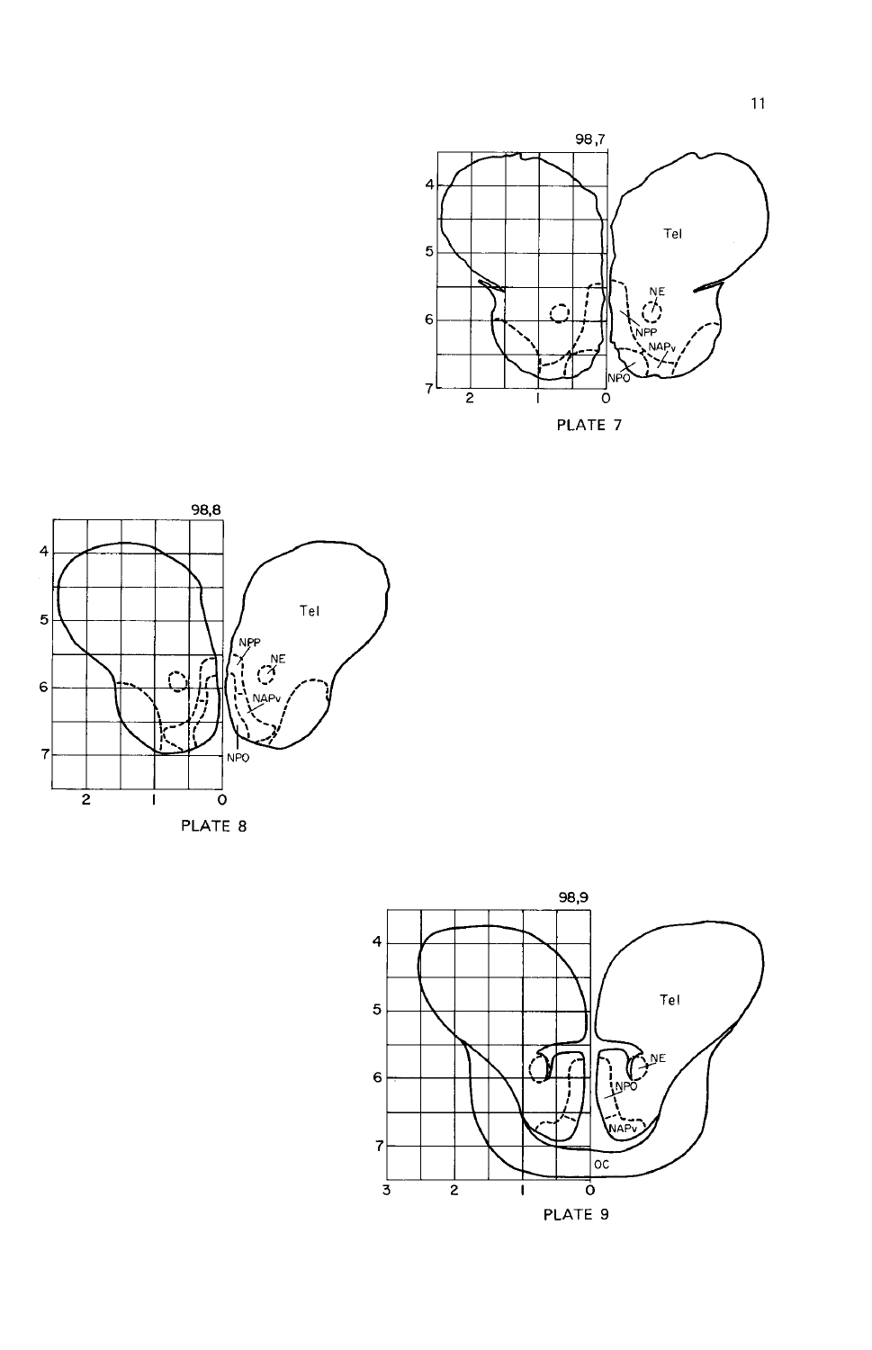98,7

PLATE 7

98,8

PLATE 8

98,9

PLATE 9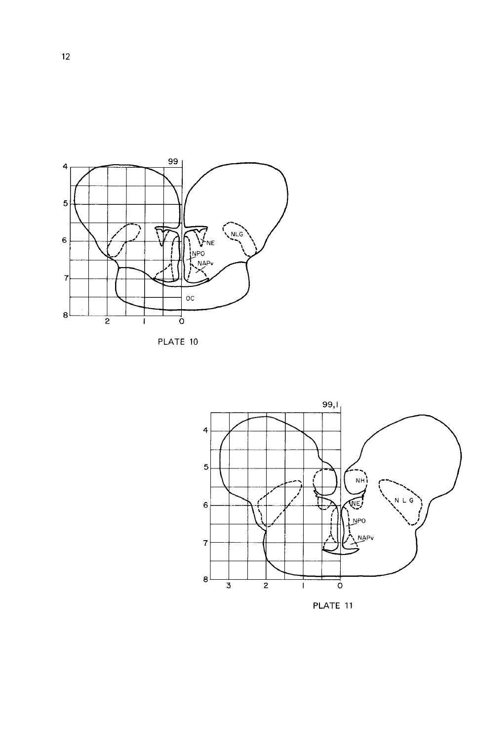PLATE 10

PLATE 11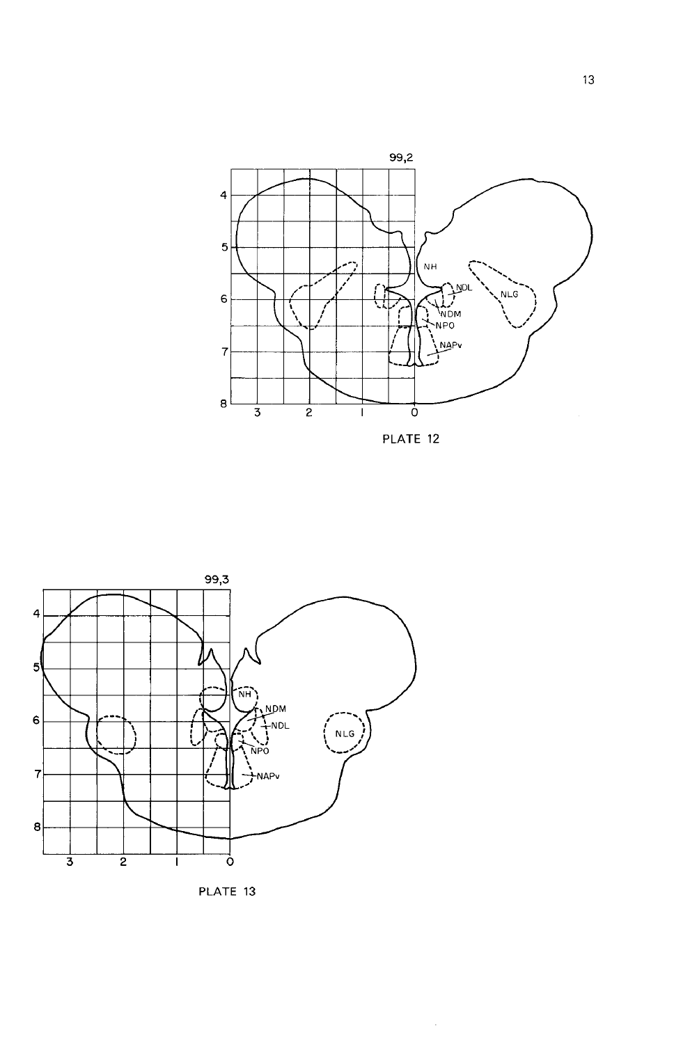99,2

NH

NDL

NLG

NDM

NPO

NAPv

PLATE 12

99,3

NH

NDM

NDL

NLG

NPO

NAPv

PLATE 13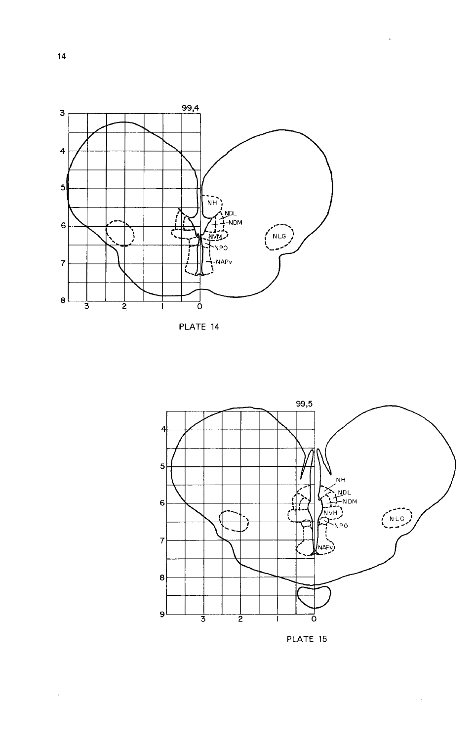99,4

NH

NDL

NDM

NVM

NPO

NAPv

NLG

PLATE 14

99,5

NH

NDL

NDM

NVH

NPO

NAPv

NLG

PLATE 15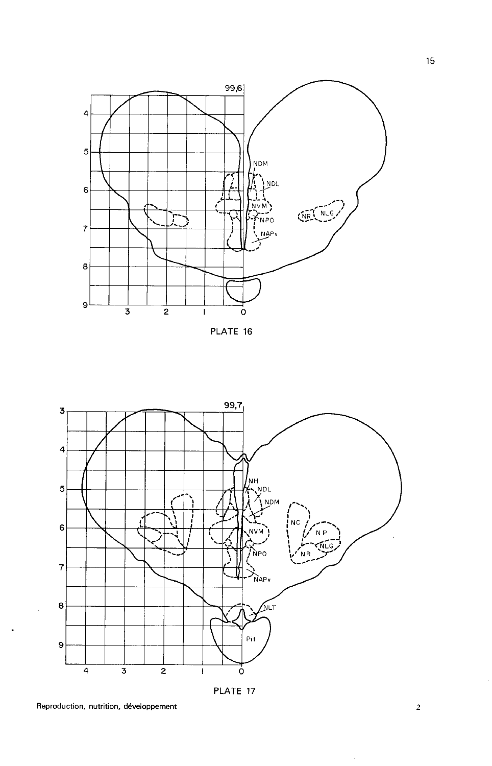PLATE 16

PLATE 17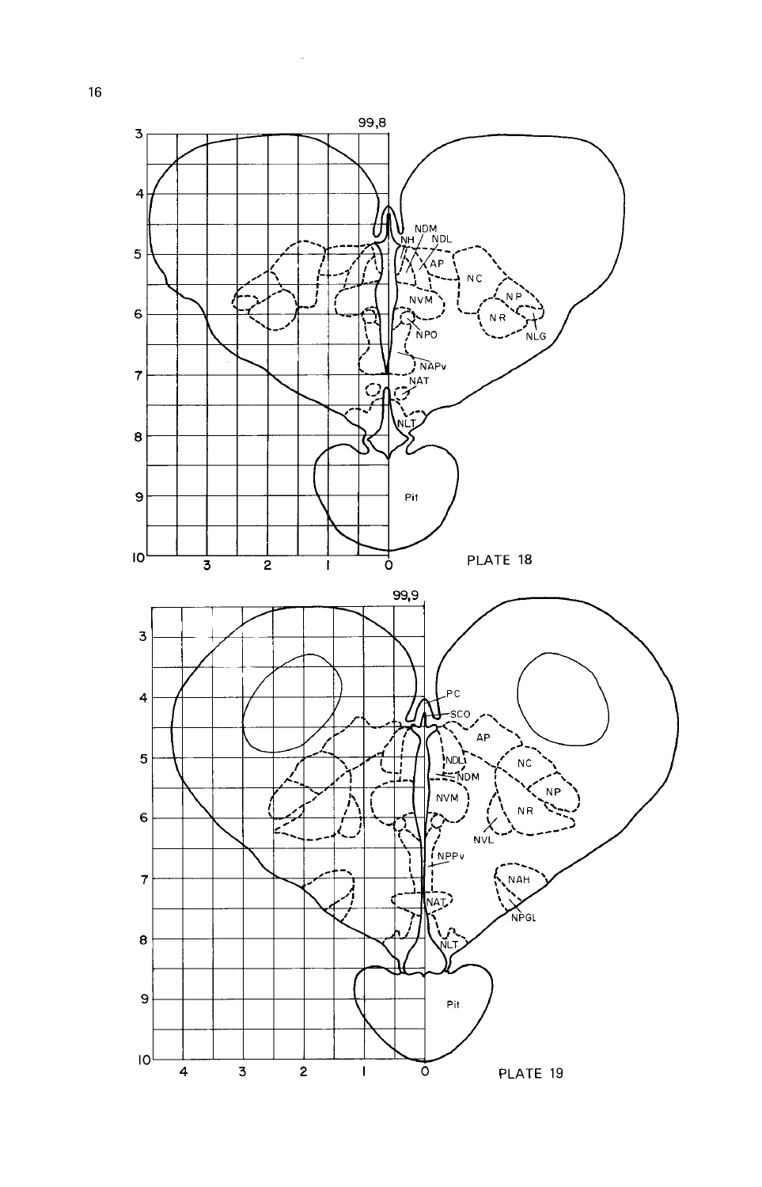99,8

PLATE 18

99,9

PLATE 19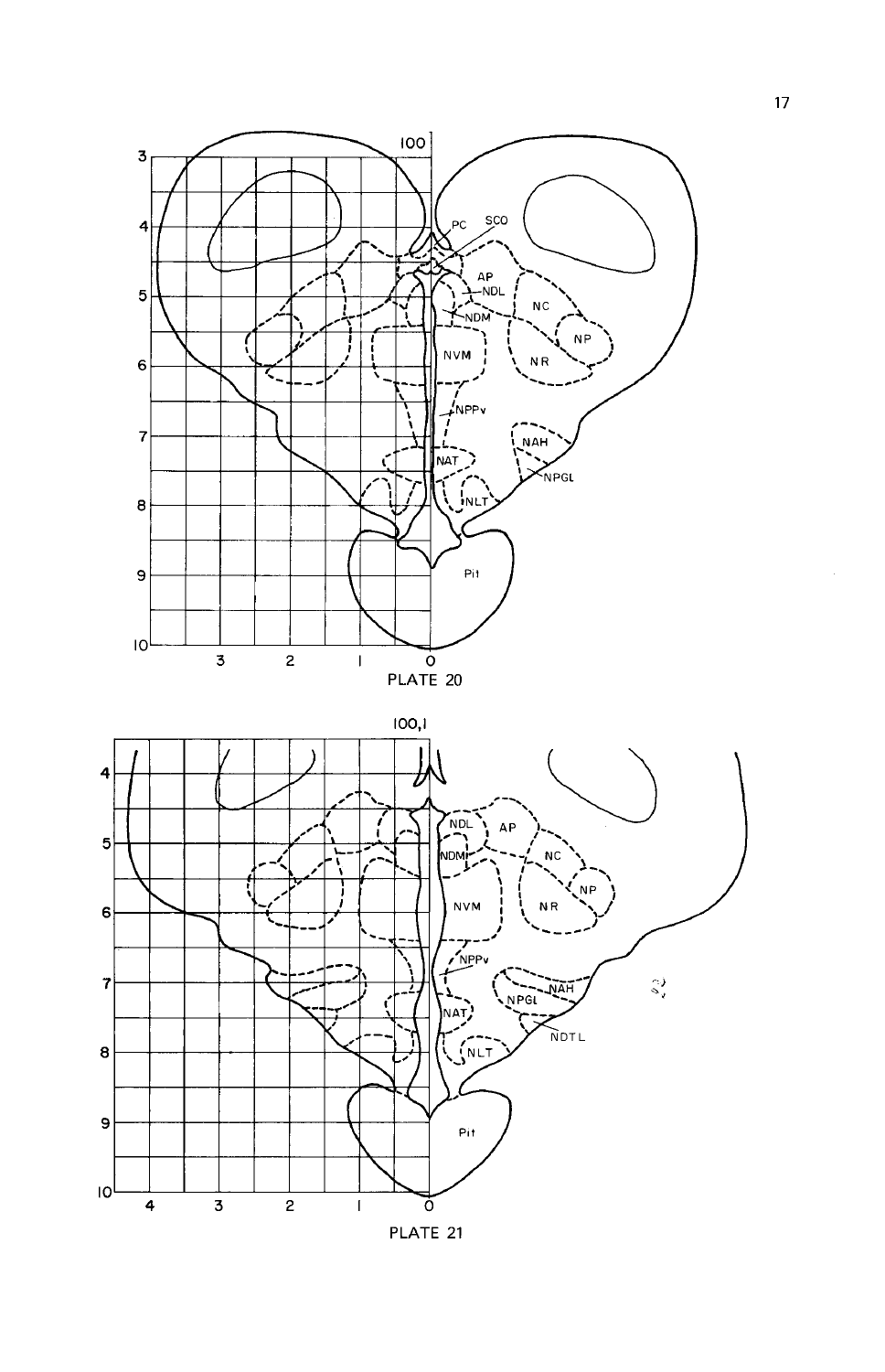PLATE 20

PLATE 21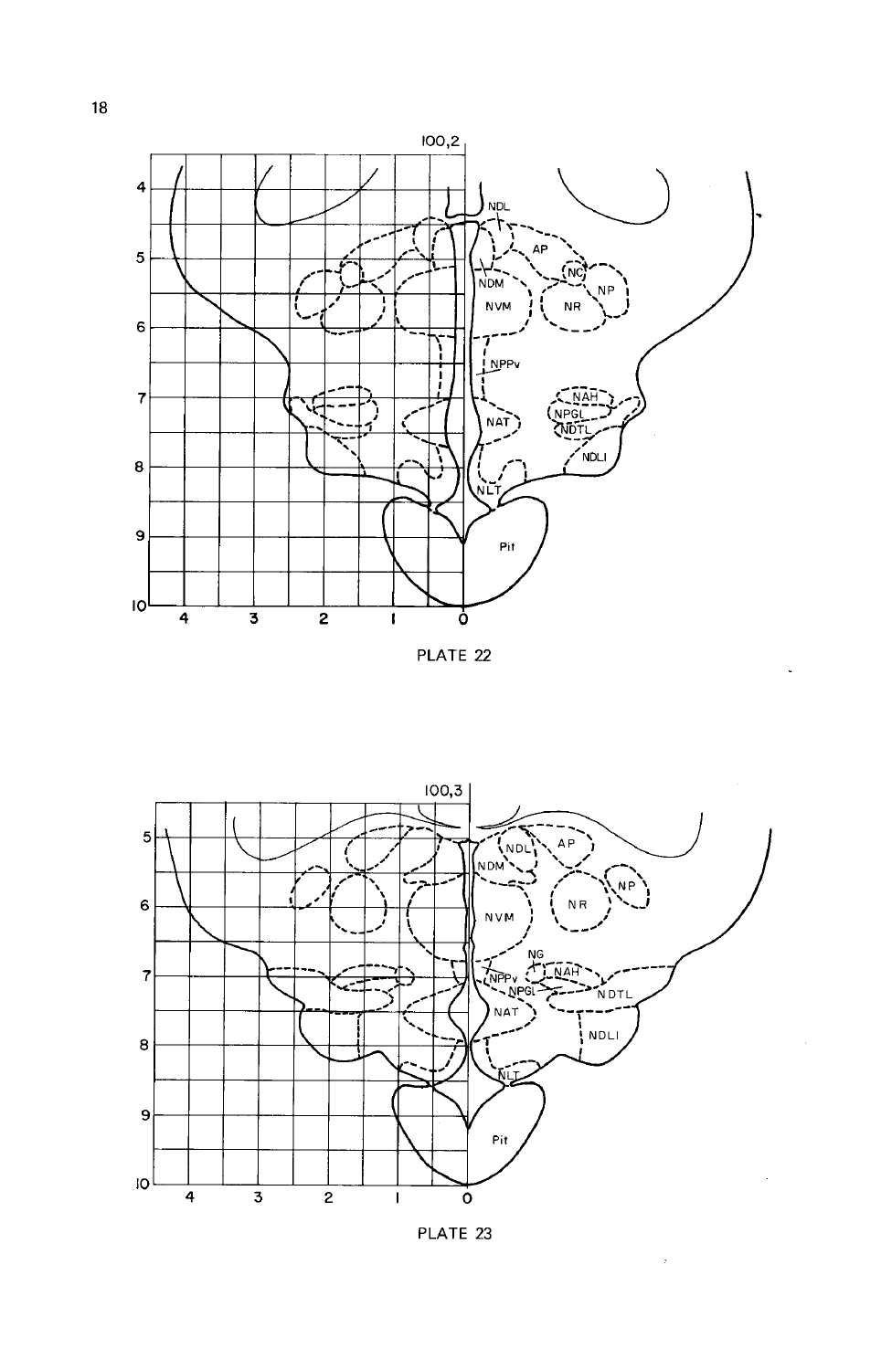100,2

NDL

AP

NC

NDM

NP

NVM

NR

NPPv

NAH

NPGL

NAT

NDTL

NDLI

NLT

Pit

PLATE 22

100,3

NDL

AP

NDM

NP

NVM

NR

NG

NAH

NPPv

NPGL

NDTL

NAT

NDLI

NLT

Pit

PLATE 23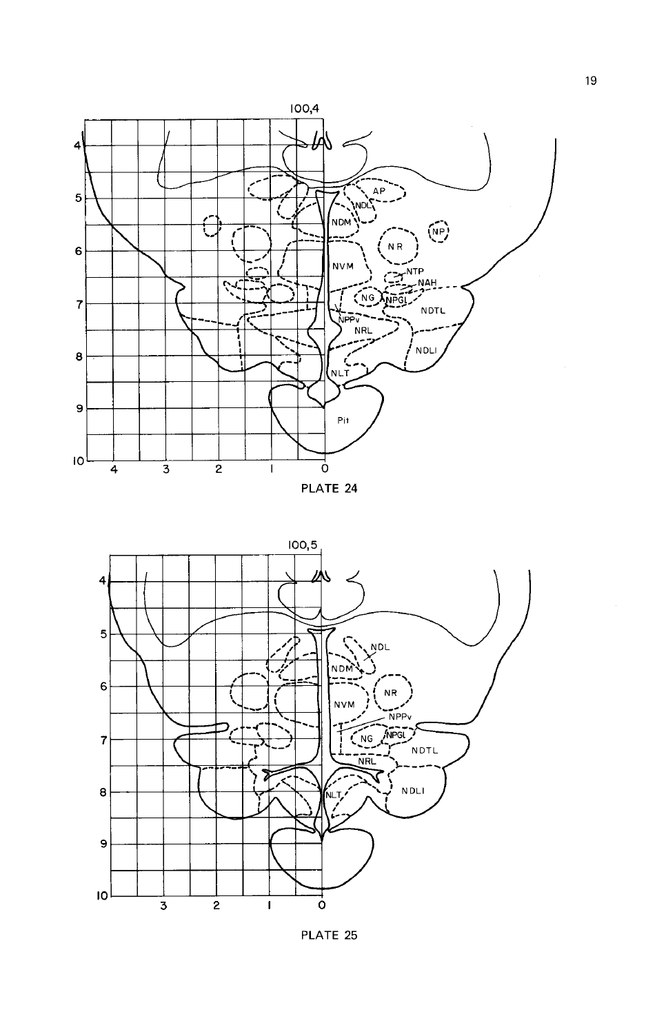100,4

PLATE 24

100,5

PLATE 25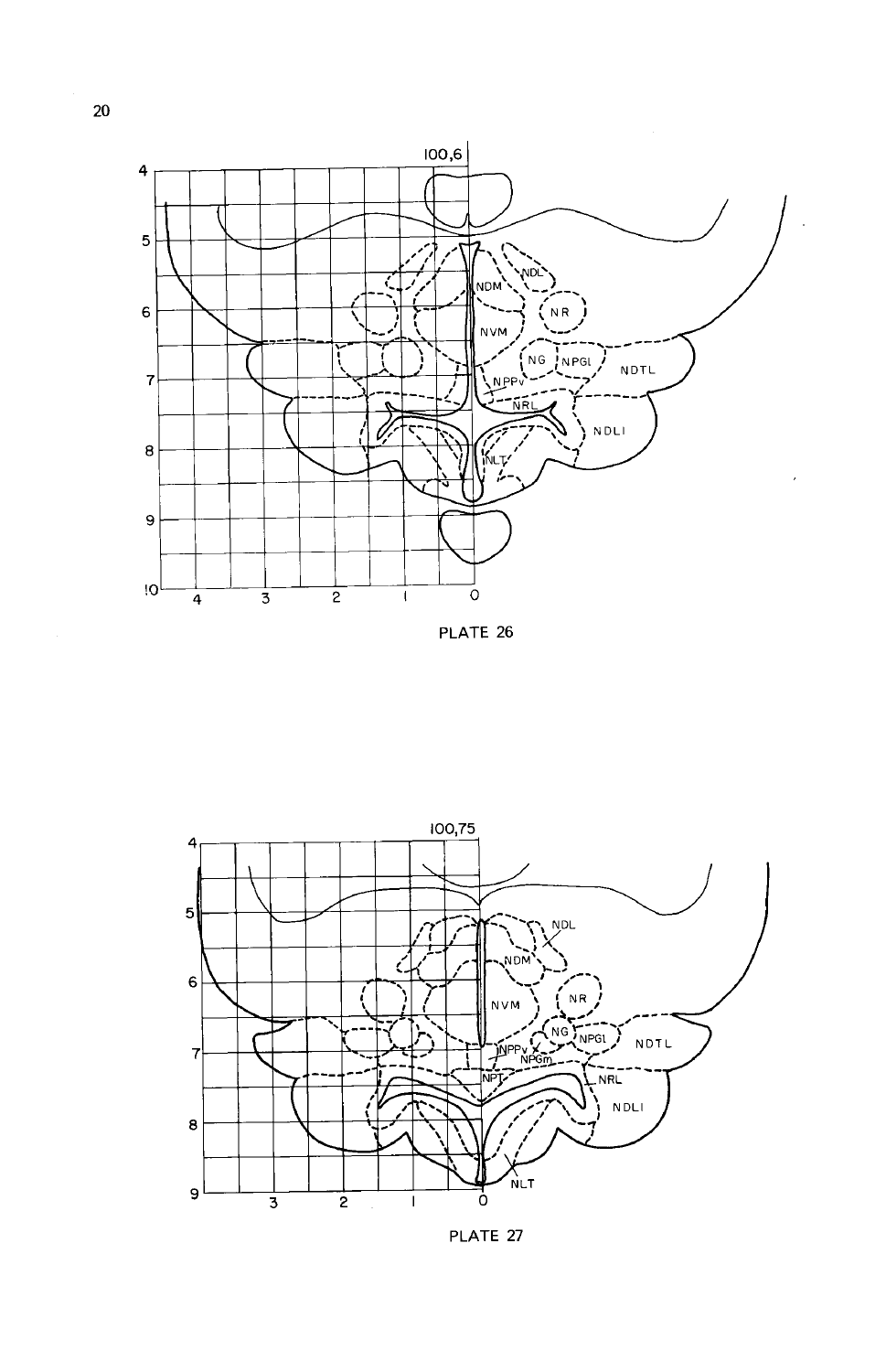100,6

PLATE 26

100,75

PLATE 27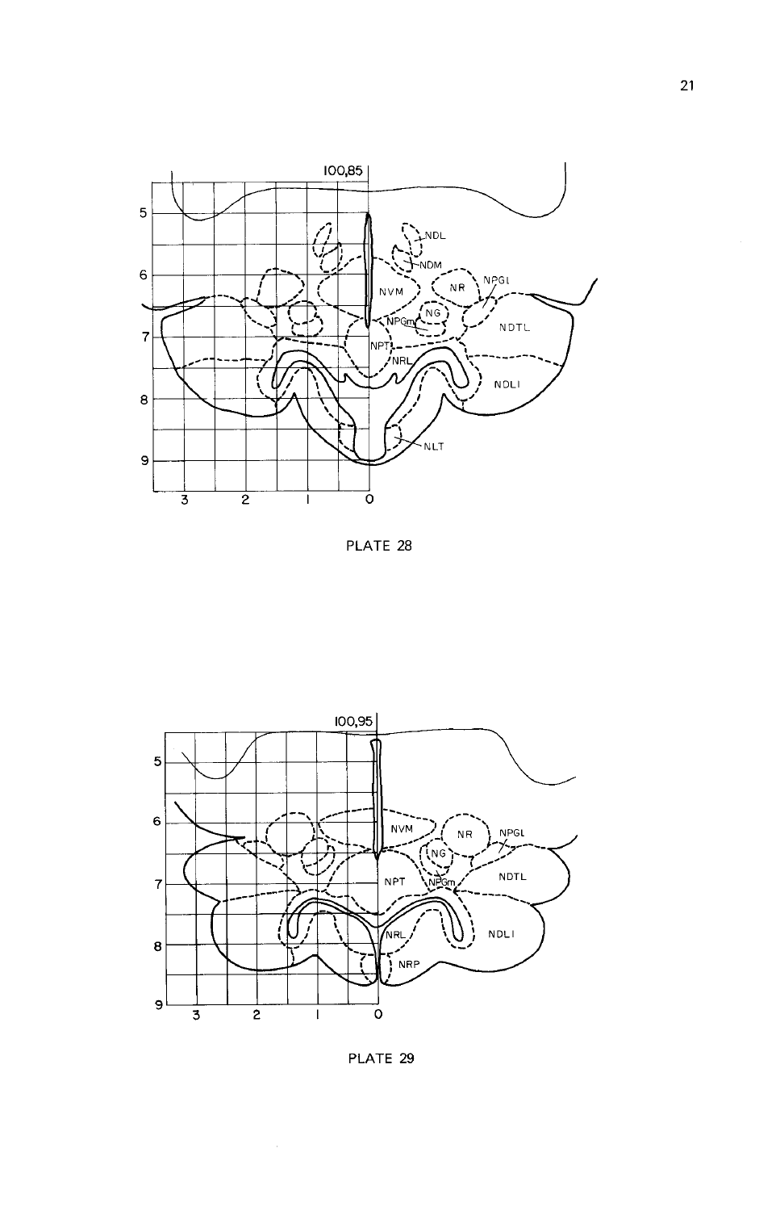PLATE 28

PLATE 29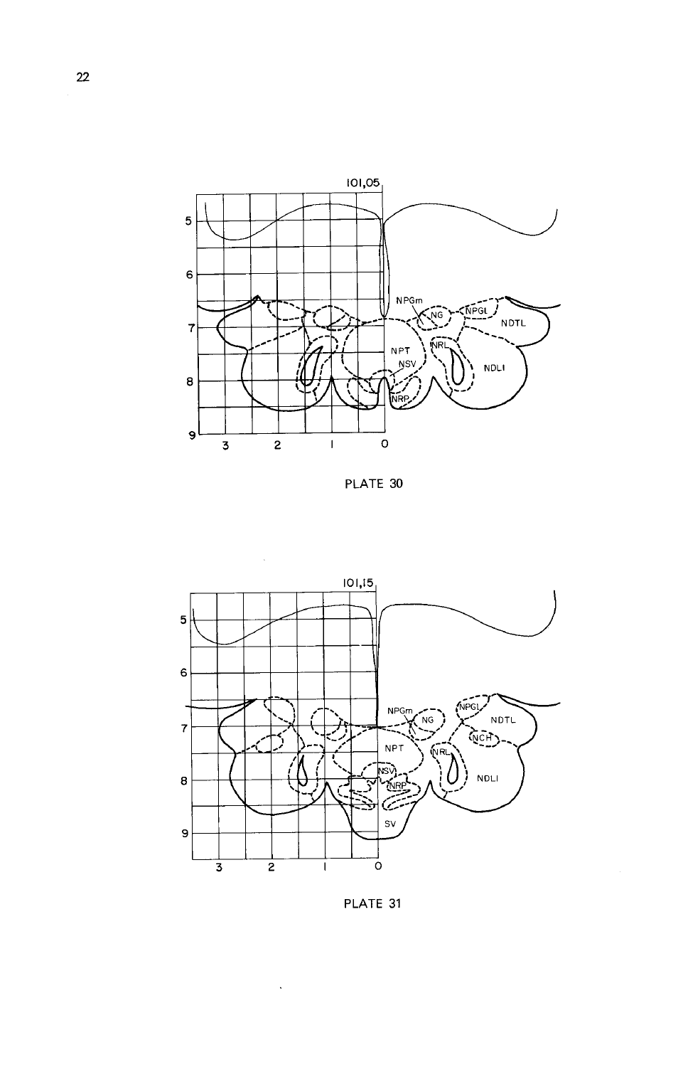101,05

NPGm NG NPGL NDTL NPT NRL NSV NDLI NRP

5 6 7 8 9

3 2 1 0

PLATE 30

101,15

NPGm NG NPGL NDTL NCH NPT NRL NSV NRP NDLI SV

5 6 7 8 9

3 2 1 0

PLATE 31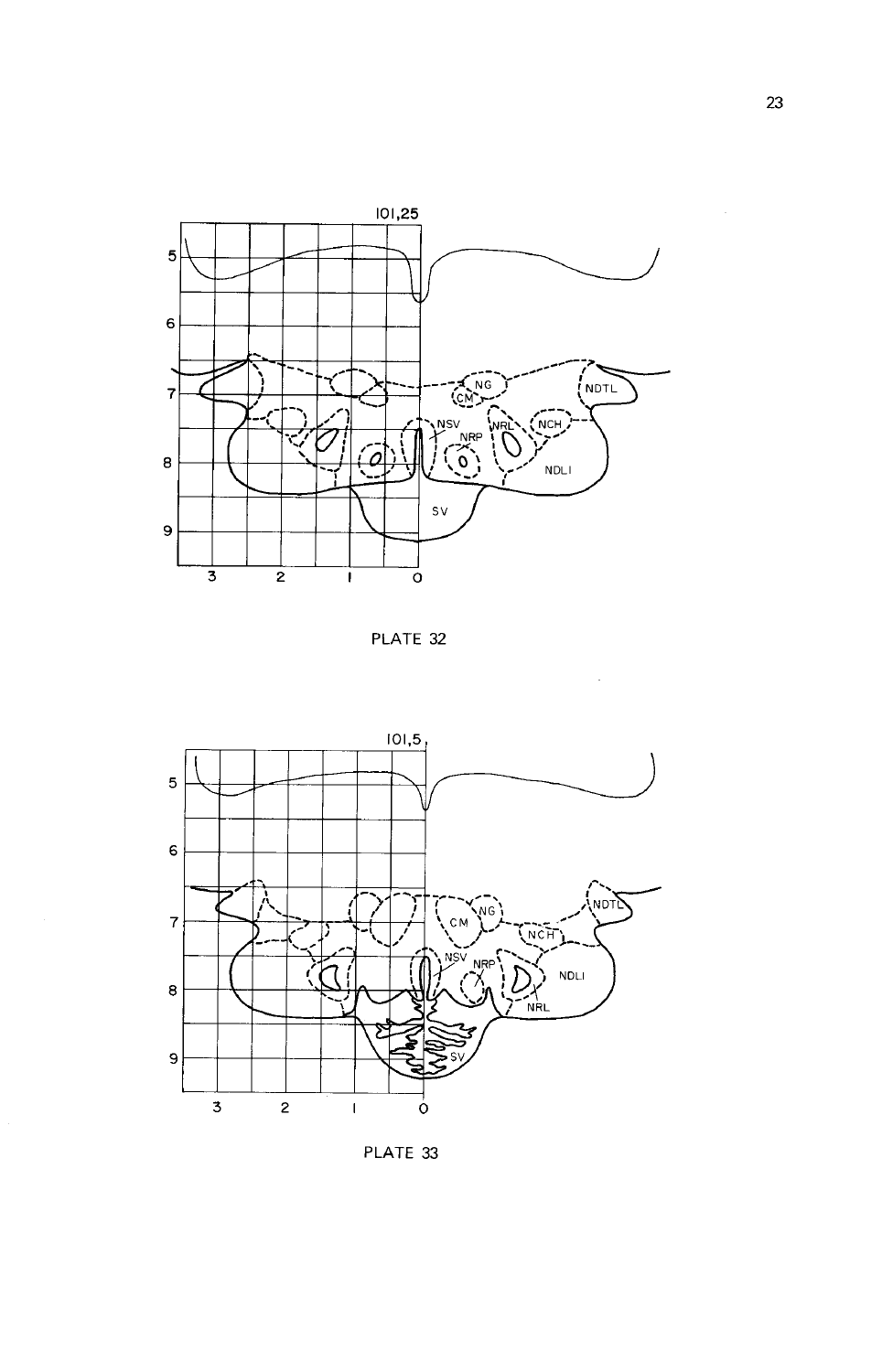101,25

PLATE 32

101,5

PLATE 33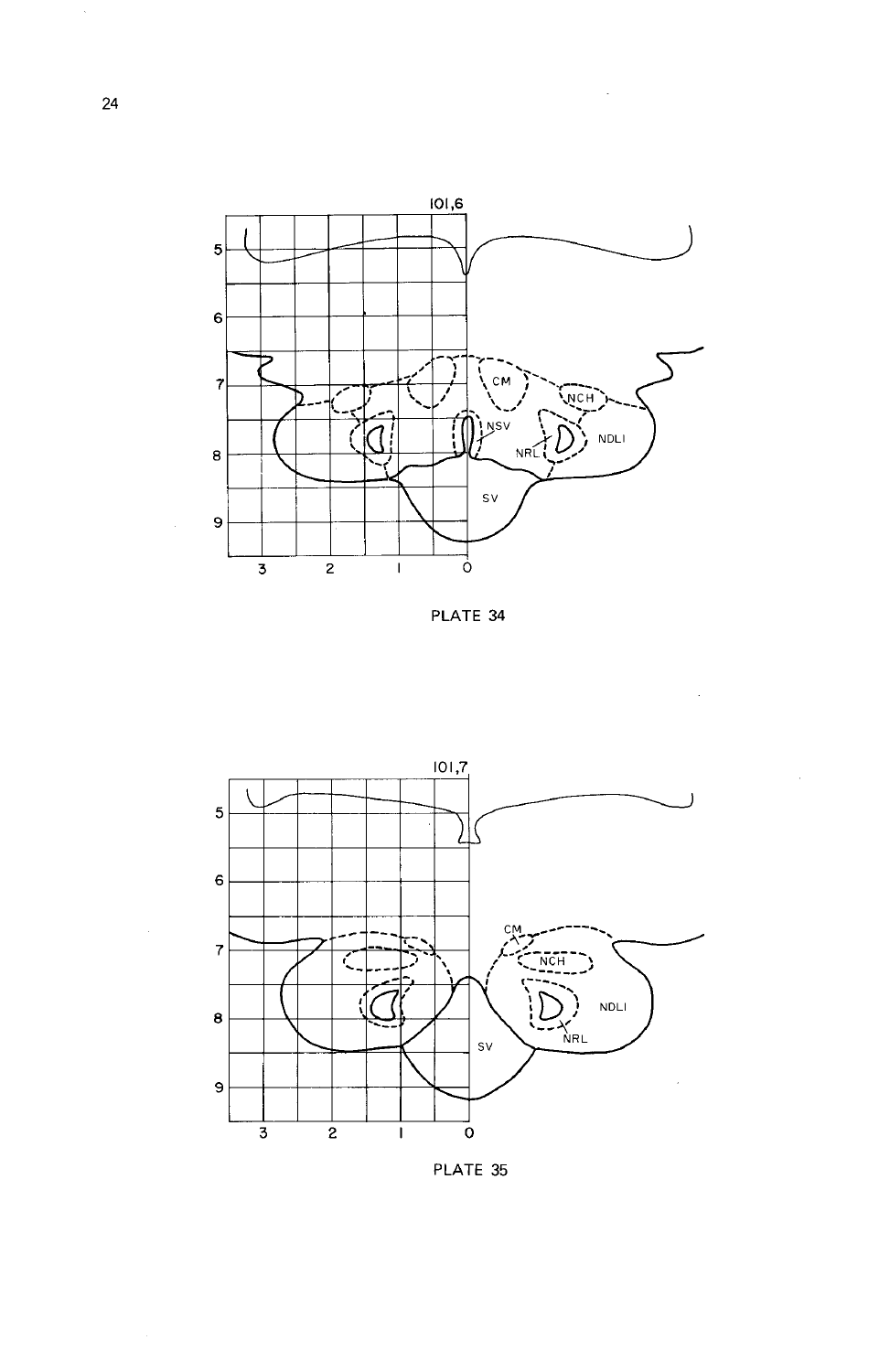PLATE 34

PLATE 35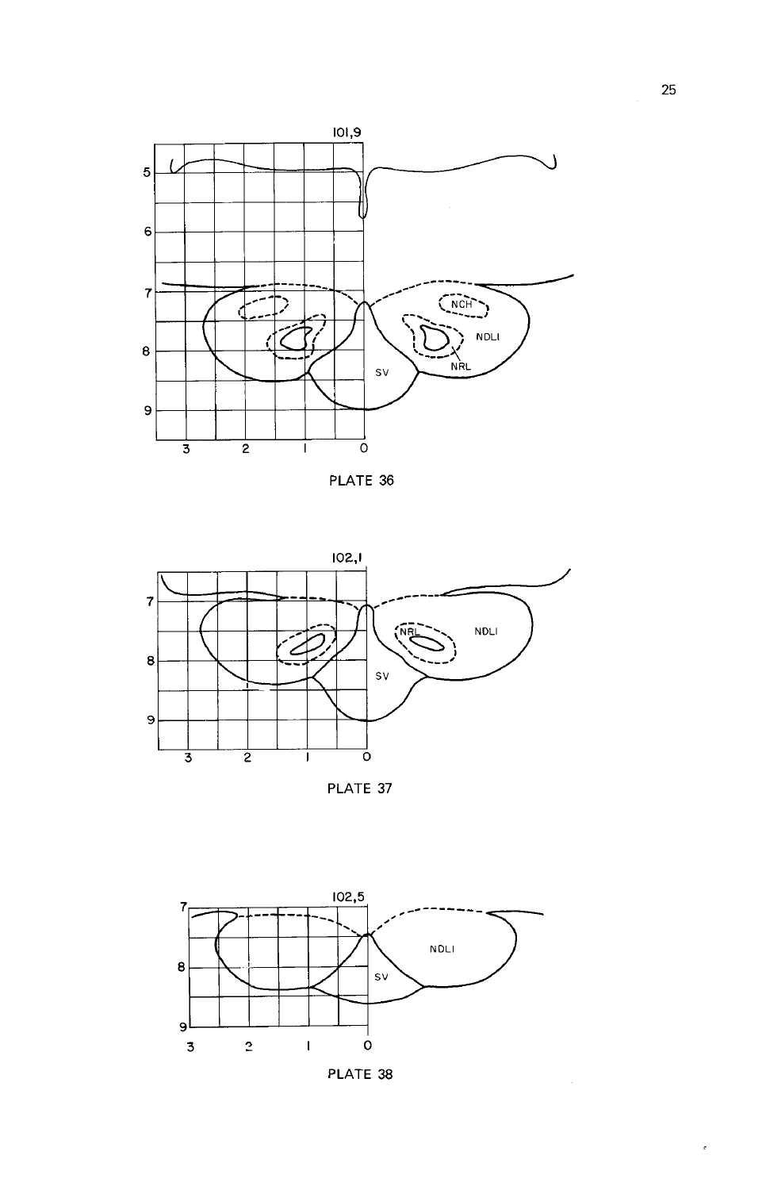101,9

5

6

7

8

9

3 2 1 0

NCH

NDLI

NRL

SV

PLATE 36

102,1

7

8

9

3 2 1 0

NRL

NDLI

SV

PLATE 37

102,5

7

8

9

3 2 1 0

NDLI

SV

PLATE 38